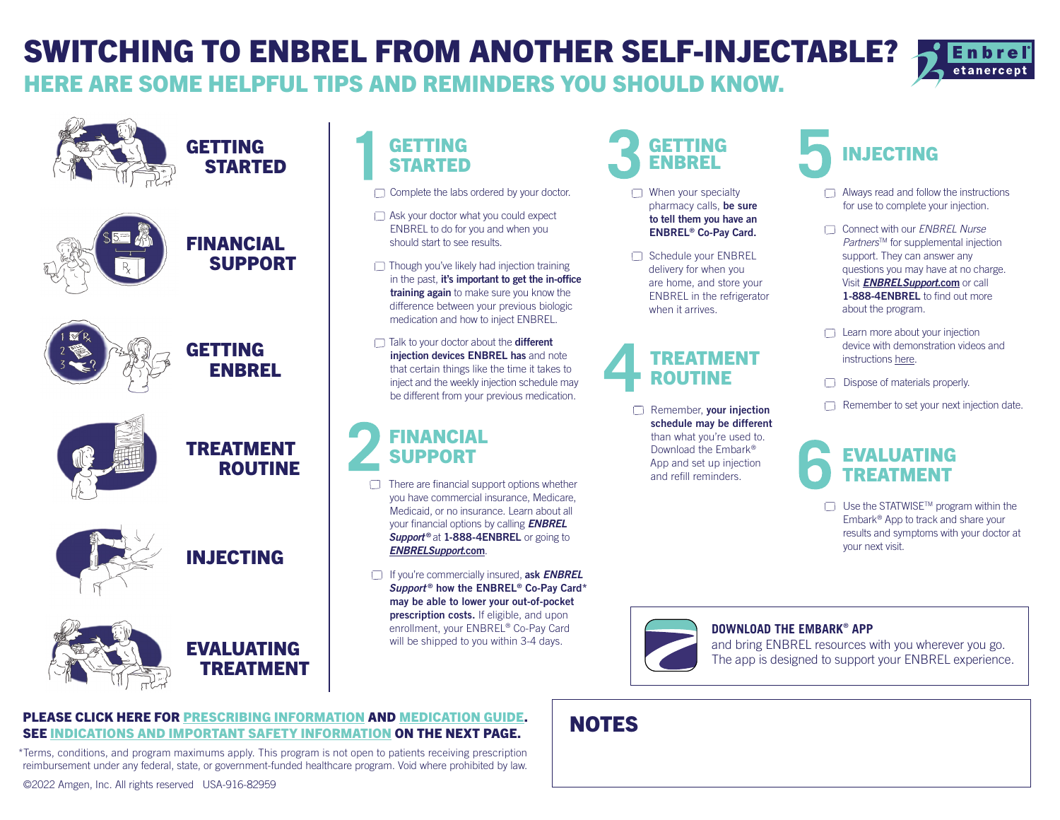# SWITCHING TO ENBREL FROM ANOTHER SELF-INJECTABLE?

## HERE ARE SOME HELPFUL TIPS AND REMINDERS YOU SHOULD KNOW.

Enbrel® etanercept

- GETTING STARTED
- FINANCIAL SUPPORT
- GETTING ENBREL
- TREATMENT ROUTINE
- INJECTING
- EVALUATING TREATMENT

## 1 GETTING STARTED

- ☐ Complete the labs ordered by your doctor.
- ☐ Ask your doctor what you could expect ENBREL to do for you and when you should start to see results.
- ☐ Though you've likely had injection training in the past, **it's important to get the in-office training again** to make sure you know the difference between your previous biologic medication and how to inject ENBREL.
- ☐ Talk to your doctor about the **different injection devices ENBREL has** and note that certain things like the time it takes to inject and the weekly injection schedule may be different from your previous medication.

## 2 FINANCIAL SUPPORT

- ☐ There are financial support options whether you have commercial insurance, Medicare, Medicaid, or no insurance. Learn about all your financial options by calling ***ENBREL Support®*** at **1-888-4ENBREL** or going to ***ENBRELSupport*.com**.
- ☐ If you're commercially insured, **ask *ENBREL Support®* how the ENBREL® Co-Pay Card\* may be able to lower your out-of-pocket prescription costs.** If eligible, and upon enrollment, your ENBREL® Co-Pay Card will be shipped to you within 3-4 days.

## 3 GETTING ENBREL

- ☐ When your specialty pharmacy calls, **be sure to tell them you have an ENBREL® Co-Pay Card.**
- ☐ Schedule your ENBREL delivery for when you are home, and store your ENBREL in the refrigerator when it arrives.

## 4 TREATMENT ROUTINE

- ☐ Remember, **your injection schedule may be different** than what you're used to. Download the Embark® App and set up injection and refill reminders.

## 5 INJECTING

- ☐ Always read and follow the instructions for use to complete your injection.
- ☐ Connect with our *ENBREL Nurse Partners*™ for supplemental injection support. They can answer any questions you may have at no charge. Visit ***ENBRELSupport*.com** or call **1-888-4ENBREL** to find out more about the program.
- ☐ Learn more about your injection device with demonstration videos and instructions here.
- ☐ Dispose of materials properly.
- ☐ Remember to set your next injection date.

## 6 EVALUATING TREATMENT

- ☐ Use the STATWISE™ program within the Embark® App to track and share your results and symptoms with your doctor at your next visit.

**DOWNLOAD THE EMBARK® APP**
and bring ENBREL resources with you wherever you go. The app is designed to support your ENBREL experience.

**PLEASE CLICK HERE FOR PRESCRIBING INFORMATION AND MEDICATION GUIDE. SEE INDICATIONS AND IMPORTANT SAFETY INFORMATION ON THE NEXT PAGE.**

\*Terms, conditions, and program maximums apply. This program is not open to patients receiving prescription reimbursement under any federal, state, or government-funded healthcare program. Void where prohibited by law.

©2022 Amgen, Inc. All rights reserved USA-916-82959

## NOTES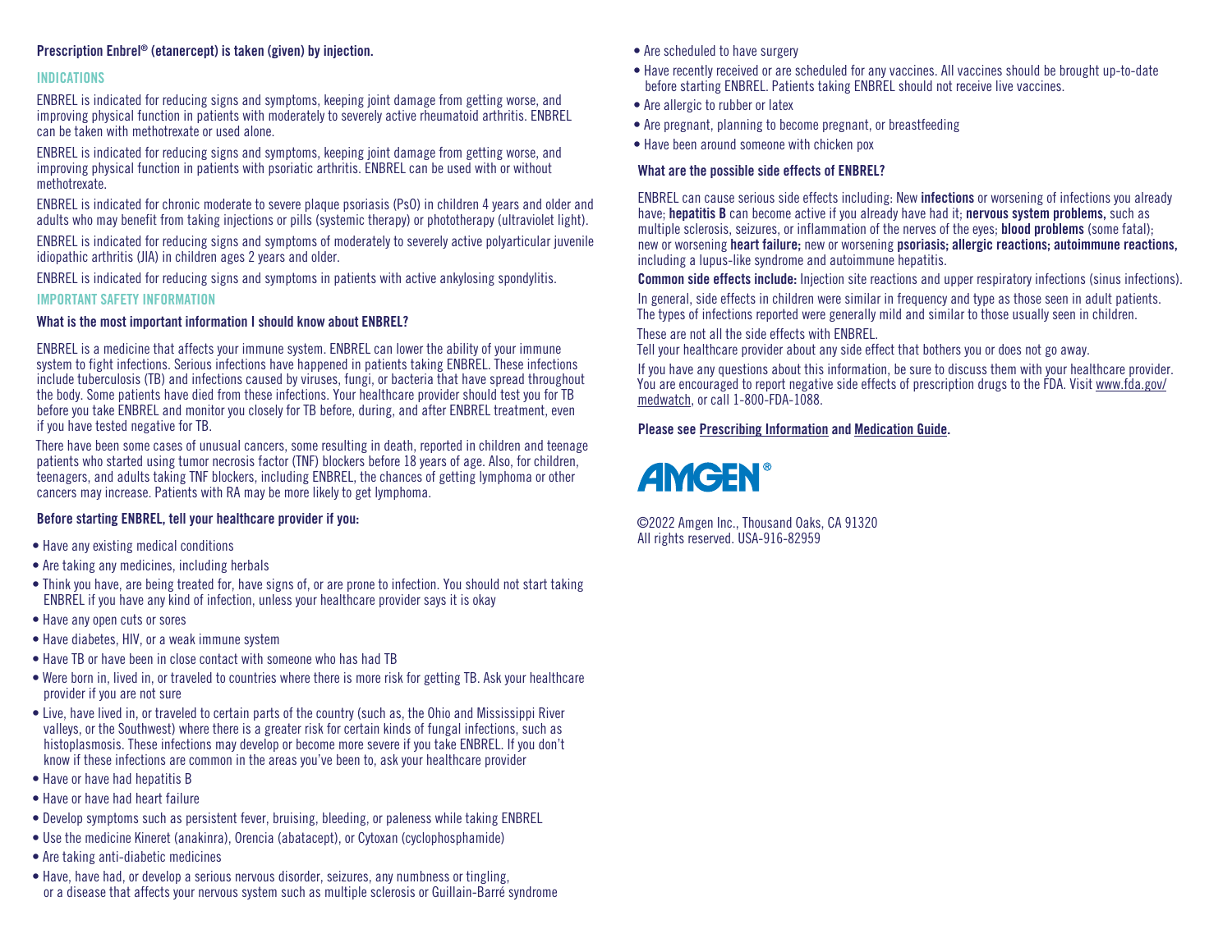**Prescription Enbrel® (etanercept) is taken (given) by injection.**

## INDICATIONS

ENBREL is indicated for reducing signs and symptoms, keeping joint damage from getting worse, and improving physical function in patients with moderately to severely active rheumatoid arthritis. ENBREL can be taken with methotrexate or used alone.

ENBREL is indicated for reducing signs and symptoms, keeping joint damage from getting worse, and improving physical function in patients with psoriatic arthritis. ENBREL can be used with or without methotrexate.

ENBREL is indicated for chronic moderate to severe plaque psoriasis (PsO) in children 4 years and older and adults who may benefit from taking injections or pills (systemic therapy) or phototherapy (ultraviolet light).

ENBREL is indicated for reducing signs and symptoms of moderately to severely active polyarticular juvenile idiopathic arthritis (JIA) in children ages 2 years and older.

ENBREL is indicated for reducing signs and symptoms in patients with active ankylosing spondylitis.

## IMPORTANT SAFETY INFORMATION

**What is the most important information I should know about ENBREL?**

ENBREL is a medicine that affects your immune system. ENBREL can lower the ability of your immune system to fight infections. Serious infections have happened in patients taking ENBREL. These infections include tuberculosis (TB) and infections caused by viruses, fungi, or bacteria that have spread throughout the body. Some patients have died from these infections. Your healthcare provider should test you for TB before you take ENBREL and monitor you closely for TB before, during, and after ENBREL treatment, even if you have tested negative for TB.

There have been some cases of unusual cancers, some resulting in death, reported in children and teenage patients who started using tumor necrosis factor (TNF) blockers before 18 years of age. Also, for children, teenagers, and adults taking TNF blockers, including ENBREL, the chances of getting lymphoma or other cancers may increase. Patients with RA may be more likely to get lymphoma.

**Before starting ENBREL, tell your healthcare provider if you:**

- Have any existing medical conditions
- Are taking any medicines, including herbals
- Think you have, are being treated for, have signs of, or are prone to infection. You should not start taking ENBREL if you have any kind of infection, unless your healthcare provider says it is okay
- Have any open cuts or sores
- Have diabetes, HIV, or a weak immune system
- Have TB or have been in close contact with someone who has had TB
- Were born in, lived in, or traveled to countries where there is more risk for getting TB. Ask your healthcare provider if you are not sure
- Live, have lived in, or traveled to certain parts of the country (such as, the Ohio and Mississippi River valleys, or the Southwest) where there is a greater risk for certain kinds of fungal infections, such as histoplasmosis. These infections may develop or become more severe if you take ENBREL. If you don't know if these infections are common in the areas you've been to, ask your healthcare provider
- Have or have had hepatitis B
- Have or have had heart failure
- Develop symptoms such as persistent fever, bruising, bleeding, or paleness while taking ENBREL
- Use the medicine Kineret (anakinra), Orencia (abatacept), or Cytoxan (cyclophosphamide)
- Are taking anti-diabetic medicines
- Have, have had, or develop a serious nervous disorder, seizures, any numbness or tingling, or a disease that affects your nervous system such as multiple sclerosis or Guillain-Barré syndrome
- Are scheduled to have surgery
- Have recently received or are scheduled for any vaccines. All vaccines should be brought up-to-date before starting ENBREL. Patients taking ENBREL should not receive live vaccines.
- Are allergic to rubber or latex
- Are pregnant, planning to become pregnant, or breastfeeding
- Have been around someone with chicken pox

**What are the possible side effects of ENBREL?**

ENBREL can cause serious side effects including: New **infections** or worsening of infections you already have; **hepatitis B** can become active if you already have had it; **nervous system problems,** such as multiple sclerosis, seizures, or inflammation of the nerves of the eyes; **blood problems** (some fatal); new or worsening **heart failure;** new or worsening **psoriasis; allergic reactions; autoimmune reactions,** including a lupus-like syndrome and autoimmune hepatitis.

**Common side effects include:** Injection site reactions and upper respiratory infections (sinus infections).

In general, side effects in children were similar in frequency and type as those seen in adult patients. The types of infections reported were generally mild and similar to those usually seen in children.

These are not all the side effects with ENBREL.
Tell your healthcare provider about any side effect that bothers you or does not go away.

If you have any questions about this information, be sure to discuss them with your healthcare provider. You are encouraged to report negative side effects of prescription drugs to the FDA. Visit www.fda.gov/medwatch, or call 1-800-FDA-1088.

**Please see Prescribing Information and Medication Guide.**

AMGEN®

©2022 Amgen Inc., Thousand Oaks, CA 91320
All rights reserved. USA-916-82959